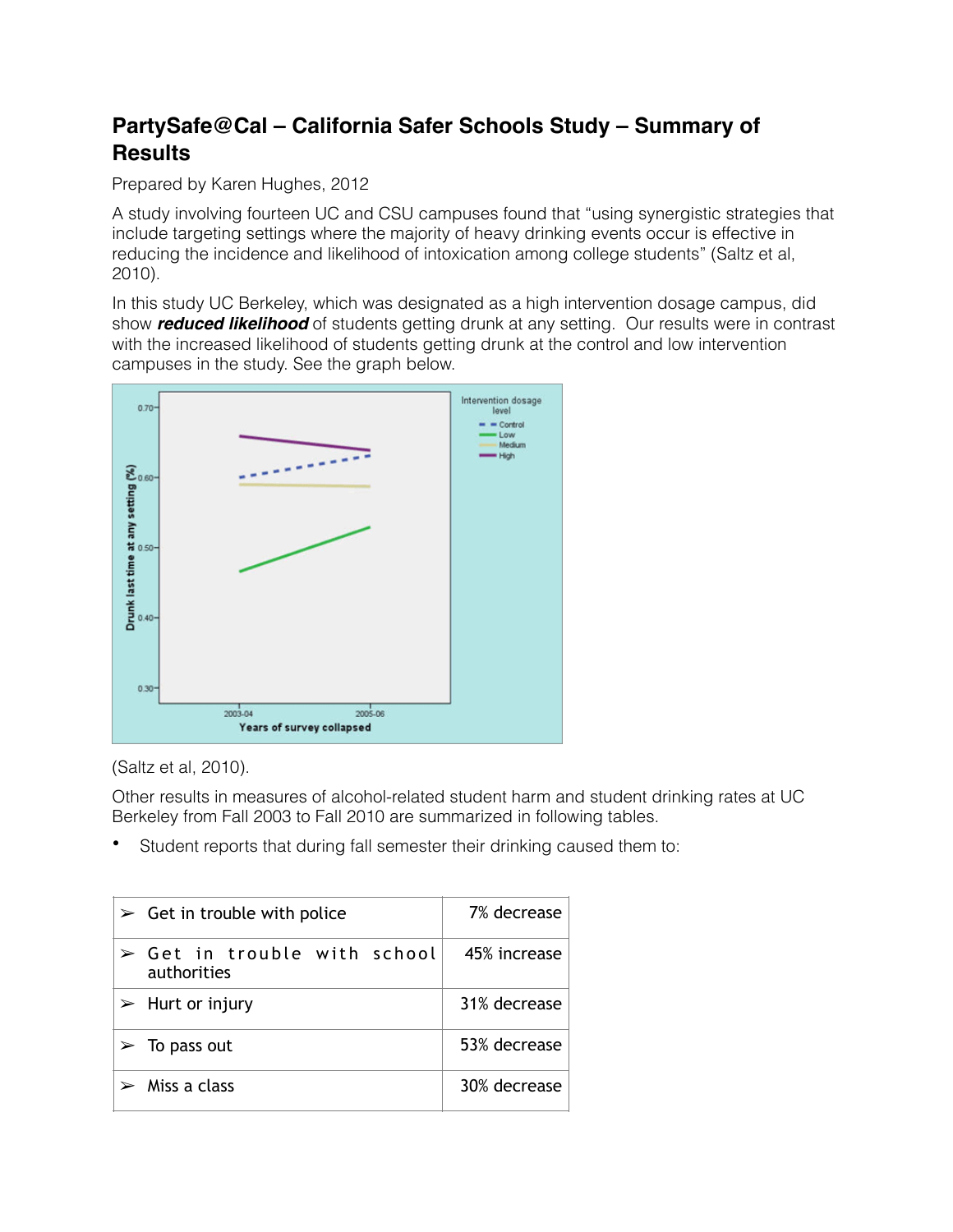# PartySafe@Cal – California Safer Schools Study – Summary of Results

Prepared by Karen Hughes, 2012

A study involving fourteen UC and CSU campuses found that "using synergistic strategies that include targeting settings where the majority of heavy drinking events occur is effective in reducing the incidence and likelihood of intoxication among college students" (Saltz et al, 2010).

In this study UC Berkeley, which was designated as a high intervention dosage campus, did show ***reduced likelihood*** of students getting drunk at any setting. Our results were in contrast with the increased likelihood of students getting drunk at the control and low intervention campuses in the study. See the graph below.

(Saltz et al, 2010).

Other results in measures of alcohol-related student harm and student drinking rates at UC Berkeley from Fall 2003 to Fall 2010 are summarized in following tables.

- Student reports that during fall semester their drinking caused them to:

| | |
|---|---|
| ➢ Get in trouble with police | 7% decrease |
| ➢ Get in trouble with school authorities | 45% increase |
| ➢ Hurt or injury | 31% decrease |
| ➢ To pass out | 53% decrease |
| ➢ Miss a class | 30% decrease |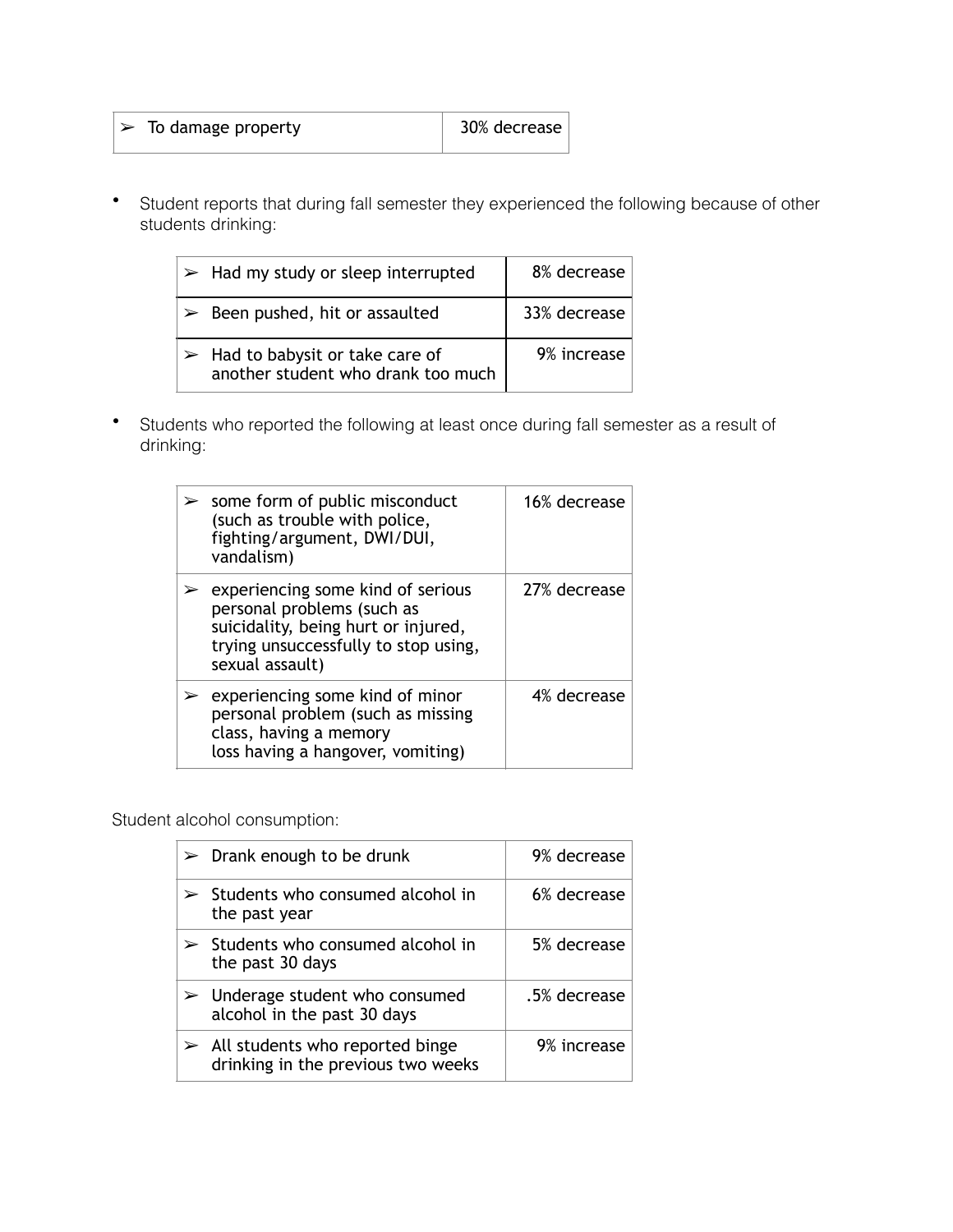| ➢ To damage property | 30% decrease |
|---|---|

- Student reports that during fall semester they experienced the following because of other students drinking:

| ➢ Had my study or sleep interrupted | 8% decrease |
|---|---|
| ➢ Been pushed, hit or assaulted | 33% decrease |
| ➢ Had to babysit or take care of another student who drank too much | 9% increase |

- Students who reported the following at least once during fall semester as a result of drinking:

| ➢ some form of public misconduct (such as trouble with police, fighting/argument, DWI/DUI, vandalism) | 16% decrease |
|---|---|
| ➢ experiencing some kind of serious personal problems (such as suicidality, being hurt or injured, trying unsuccessfully to stop using, sexual assault) | 27% decrease |
| ➢ experiencing some kind of minor personal problem (such as missing class, having a memory loss having a hangover, vomiting) | 4% decrease |

Student alcohol consumption:

| ➢ Drank enough to be drunk | 9% decrease |
|---|---|
| ➢ Students who consumed alcohol in the past year | 6% decrease |
| ➢ Students who consumed alcohol in the past 30 days | 5% decrease |
| ➢ Underage student who consumed alcohol in the past 30 days | .5% decrease |
| ➢ All students who reported binge drinking in the previous two weeks | 9% increase |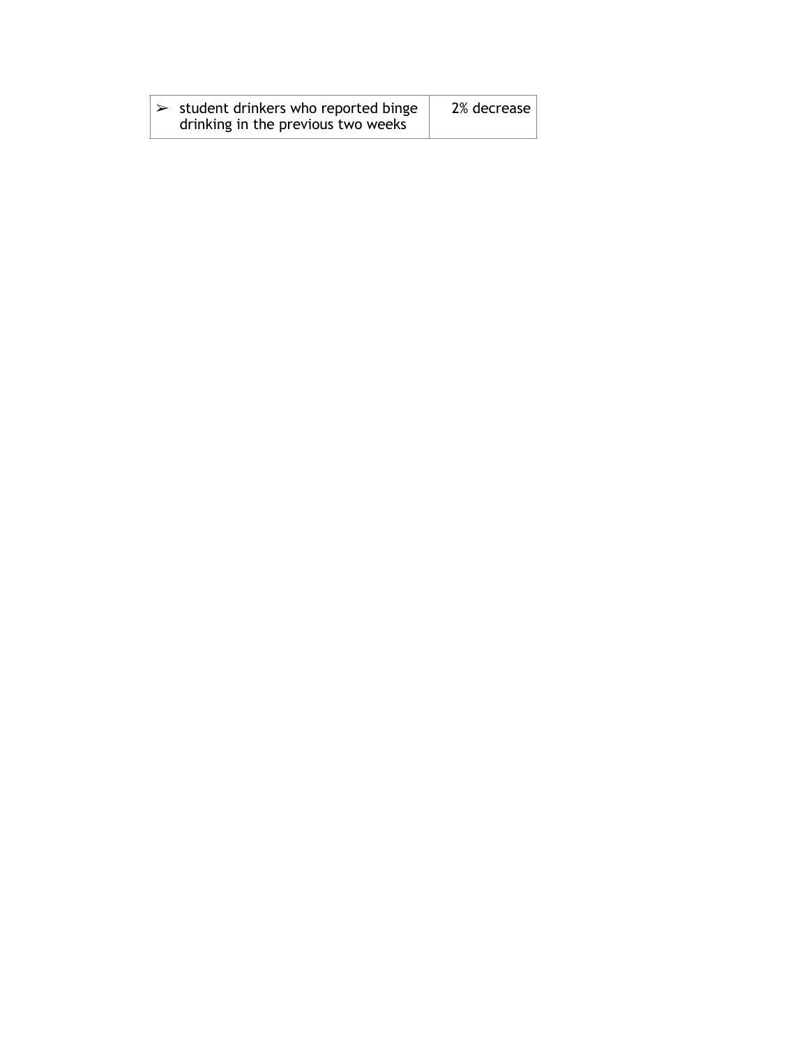| | |
|---|---|
| ➢ student drinkers who reported binge drinking in the previous two weeks | 2% decrease |